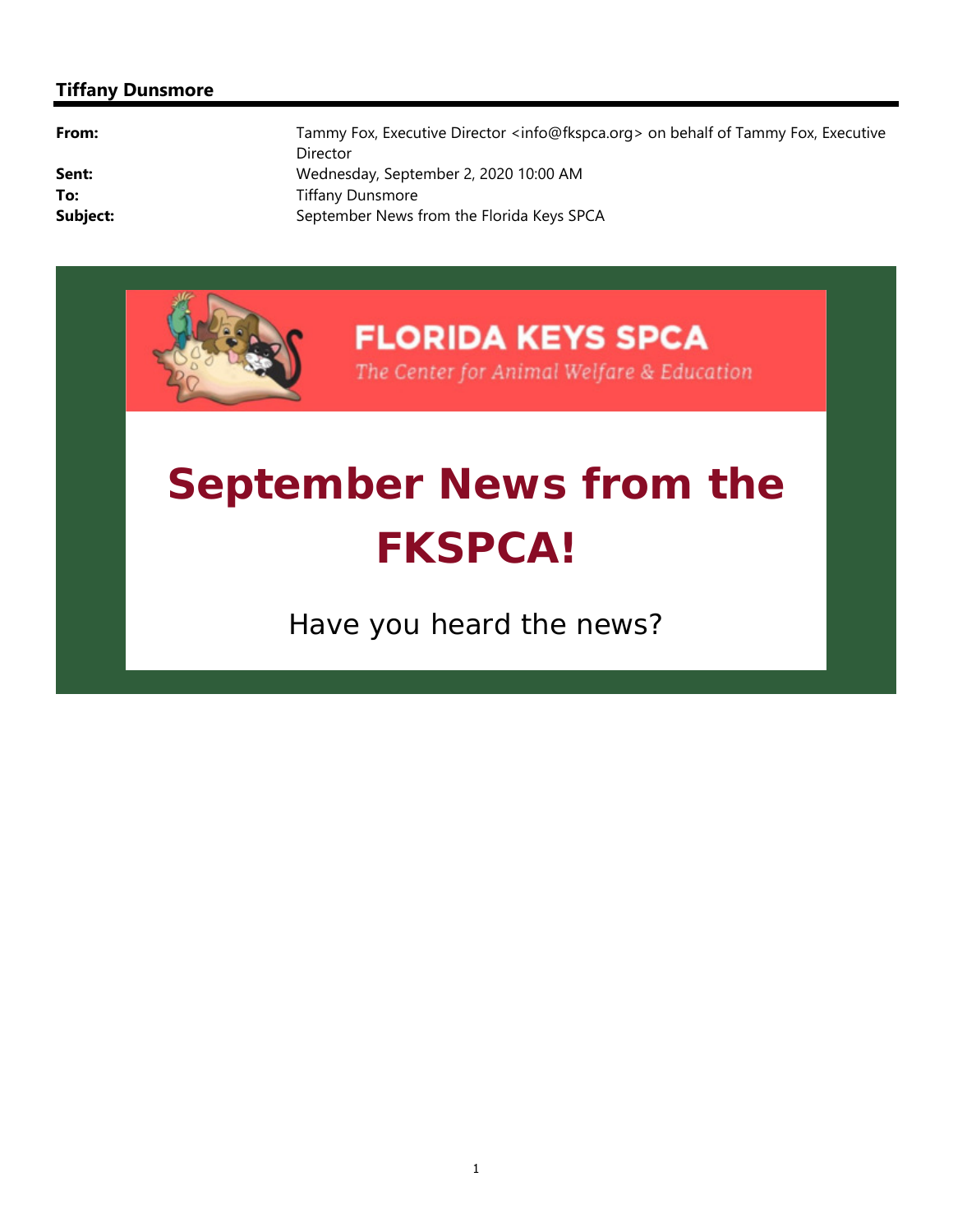**Tiffany Dunsmore**

| | |
|---|---|
| **From:** | Tammy Fox, Executive Director <info@fkspca.org> on behalf of Tammy Fox, Executive Director |
| **Sent:** | Wednesday, September 2, 2020 10:00 AM |
| **To:** | Tiffany Dunsmore |
| **Subject:** | September News from the Florida Keys SPCA |

**FLORIDA KEYS SPCA**

*The Center for Animal Welfare & Education*

# September News from the FKSPCA!

Have you heard the news?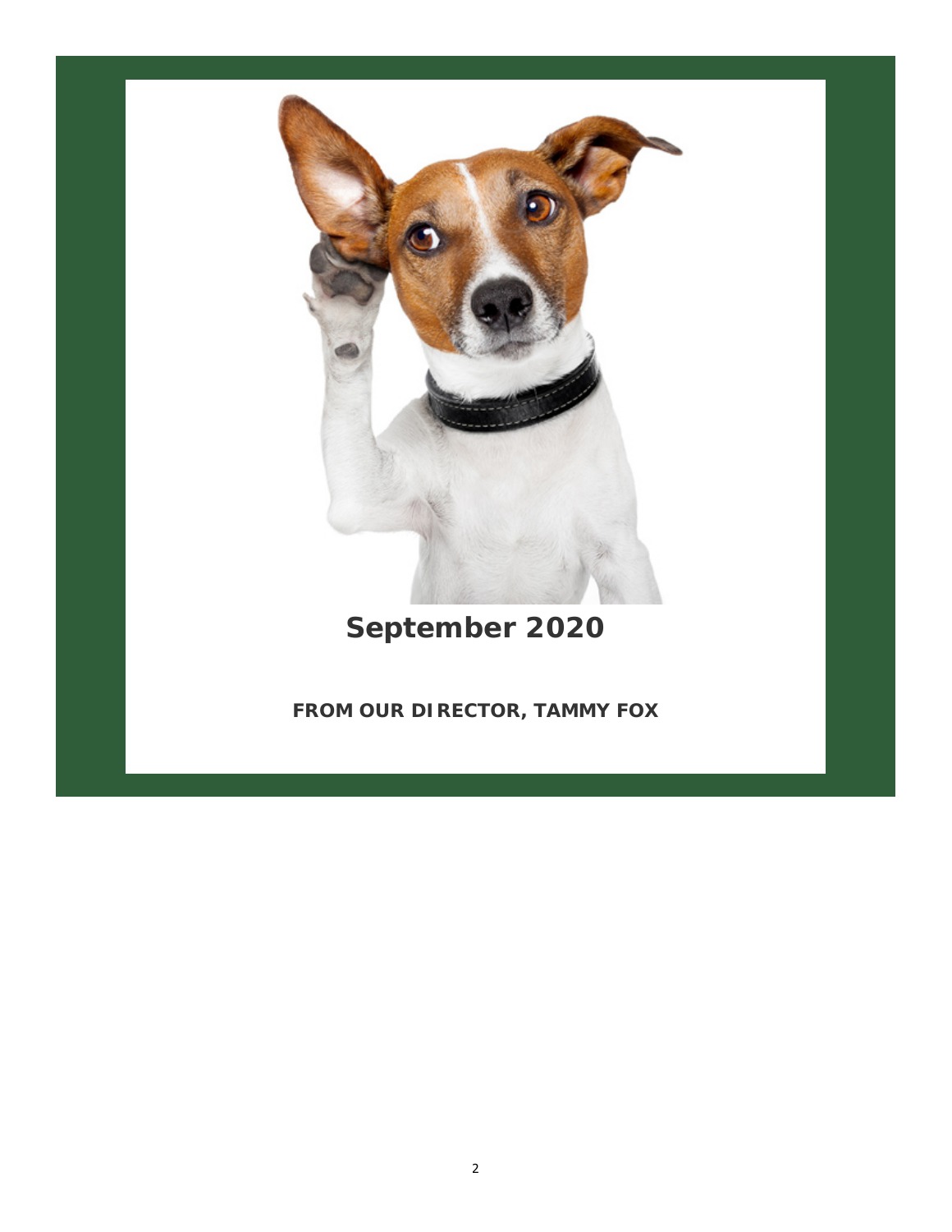# September 2020

**FROM OUR DIRECTOR, TAMMY FOX**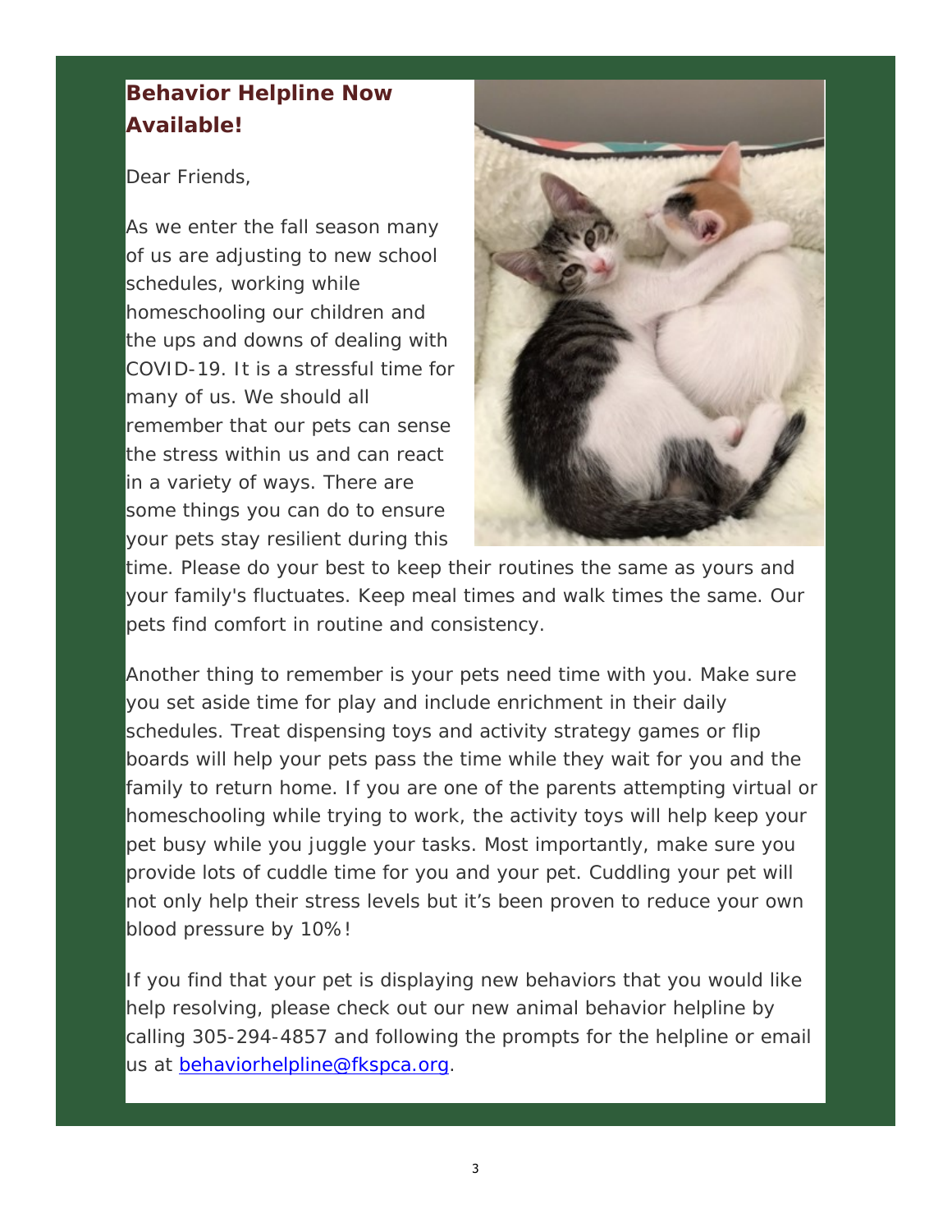## Behavior Helpline Now Available!

Dear Friends,

As we enter the fall season many of us are adjusting to new school schedules, working while homeschooling our children and the ups and downs of dealing with COVID-19. It is a stressful time for many of us. We should all remember that our pets can sense the stress within us and can react in a variety of ways. There are some things you can do to ensure your pets stay resilient during this time. Please do your best to keep their routines the same as yours and your family's fluctuates. Keep meal times and walk times the same. Our pets find comfort in routine and consistency.

Another thing to remember is your pets need time with you. Make sure you set aside time for play and include enrichment in their daily schedules. Treat dispensing toys and activity strategy games or flip boards will help your pets pass the time while they wait for you and the family to return home. If you are one of the parents attempting virtual or homeschooling while trying to work, the activity toys will help keep your pet busy while you juggle your tasks. Most importantly, make sure you provide lots of cuddle time for you and your pet. Cuddling your pet will not only help their stress levels but it's been proven to reduce your own blood pressure by 10%!

If you find that your pet is displaying new behaviors that you would like help resolving, please check out our new animal behavior helpline by calling 305-294-4857 and following the prompts for the helpline or email us at behaviorhelpline@fkspca.org.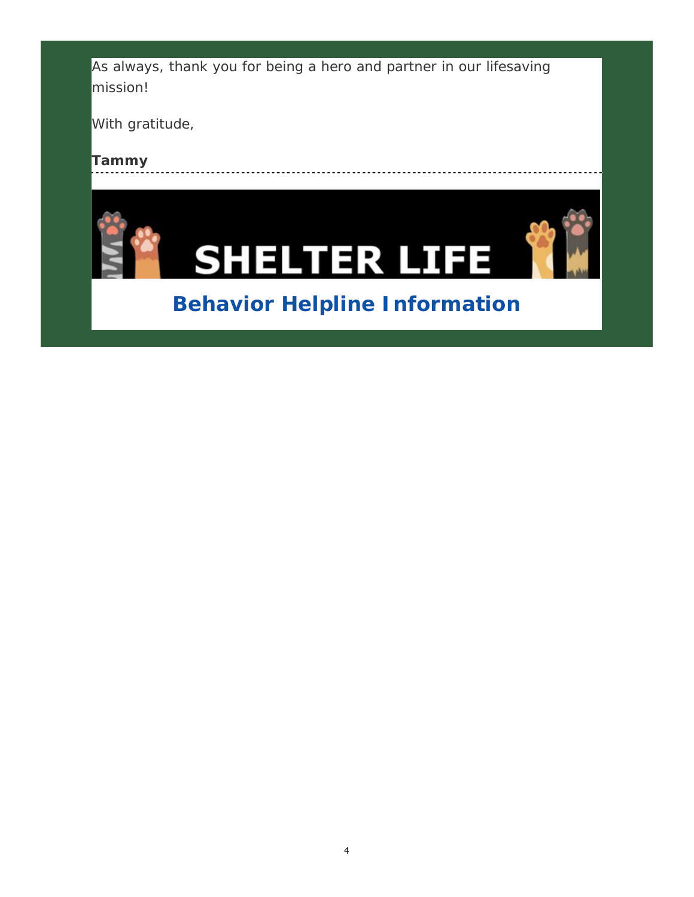As always, thank you for being a hero and partner in our lifesaving mission!

With gratitude,

**Tammy**

---

SHELTER LIFE

## Behavior Helpline Information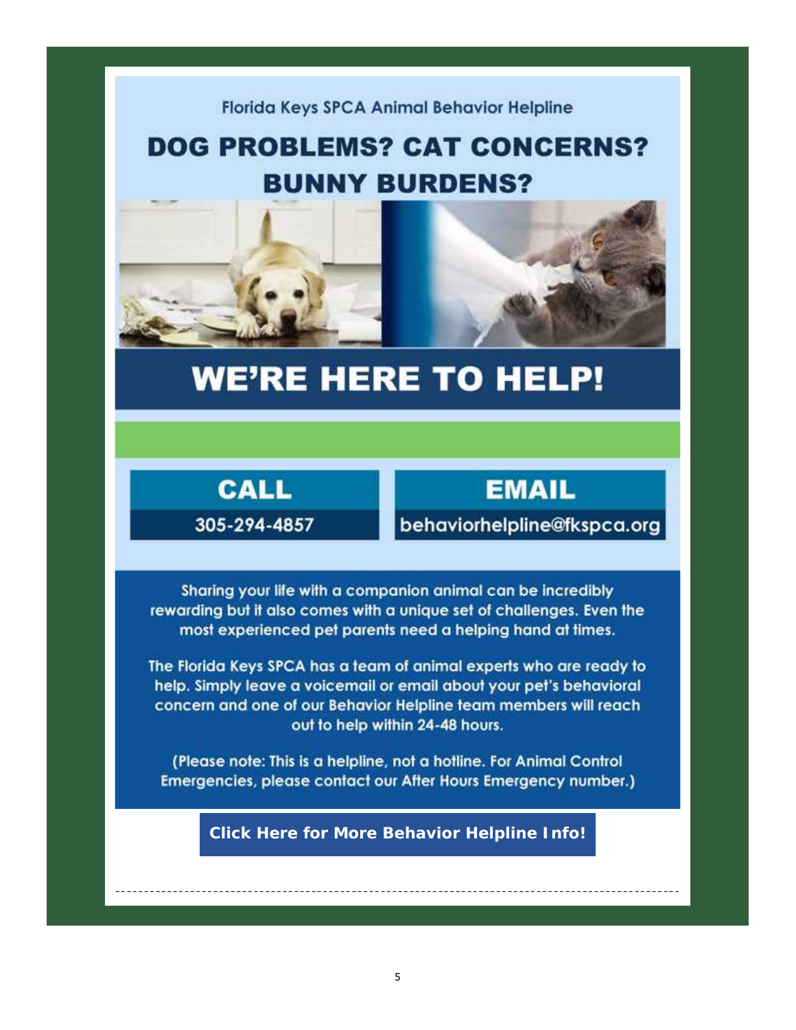Florida Keys SPCA Animal Behavior Helpline

# DOG PROBLEMS? CAT CONCERNS? BUNNY BURDENS?

# WE'RE HERE TO HELP!

## CALL

305-294-4857

## EMAIL

behaviorhelpline@fkspca.org

Sharing your life with a companion animal can be incredibly rewarding but it also comes with a unique set of challenges. Even the most experienced pet parents need a helping hand at times.

The Florida Keys SPCA has a team of animal experts who are ready to help. Simply leave a voicemail or email about your pet's behavioral concern and one of our Behavior Helpline team members will reach out to help within 24-48 hours.

(Please note: This is a helpline, not a hotline. For Animal Control Emergencies, please contact our After Hours Emergency number.)

**Click Here for More Behavior Helpline Info!**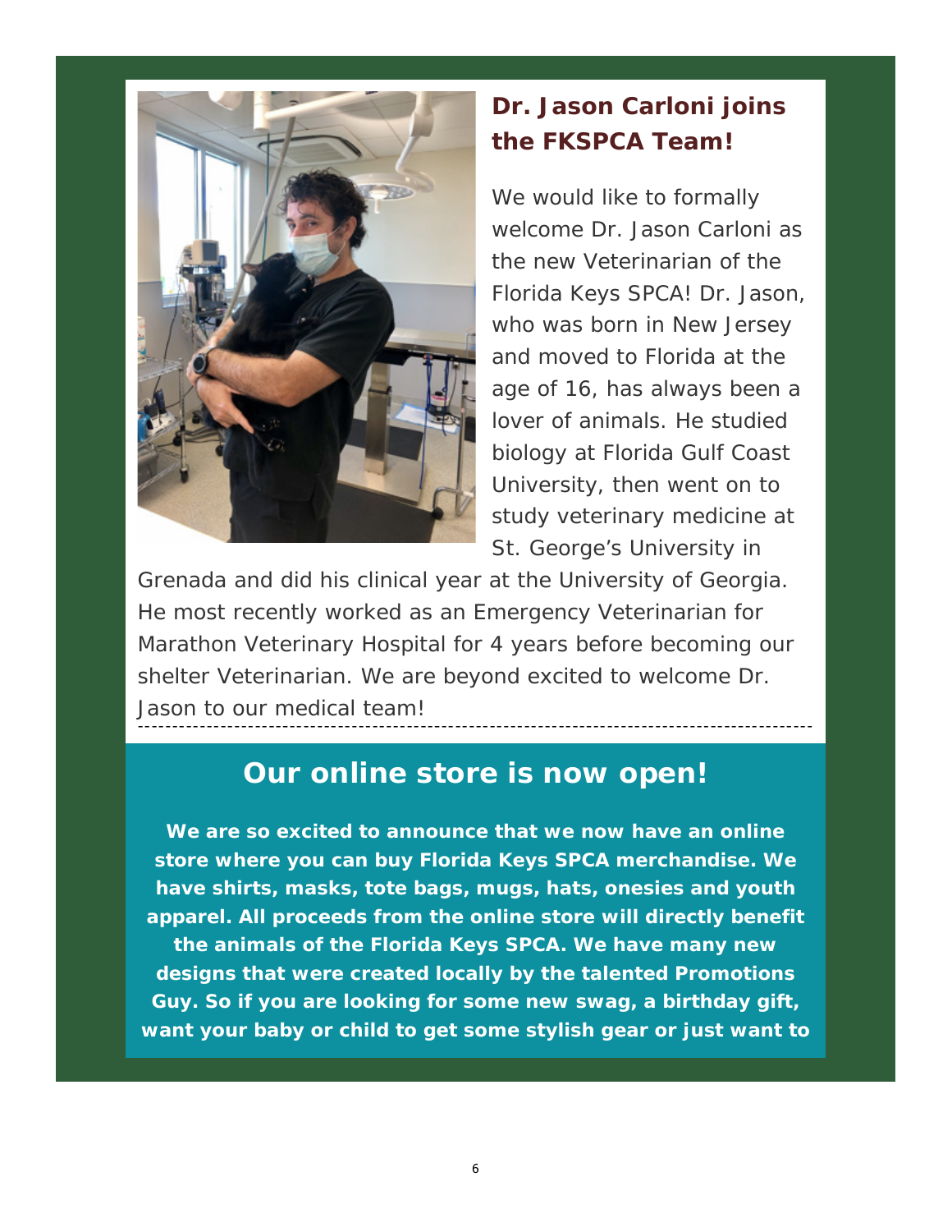## Dr. Jason Carloni joins the FKSPCA Team!

We would like to formally welcome Dr. Jason Carloni as the new Veterinarian of the Florida Keys SPCA! Dr. Jason, who was born in New Jersey and moved to Florida at the age of 16, has always been a lover of animals. He studied biology at Florida Gulf Coast University, then went on to study veterinary medicine at St. George's University in Grenada and did his clinical year at the University of Georgia. He most recently worked as an Emergency Veterinarian for Marathon Veterinary Hospital for 4 years before becoming our shelter Veterinarian. We are beyond excited to welcome Dr. Jason to our medical team!

---

## Our online store is now open!

**We are so excited to announce that we now have an online store where you can buy Florida Keys SPCA merchandise. We have shirts, masks, tote bags, mugs, hats, onesies and youth apparel. All proceeds from the online store will directly benefit the animals of the Florida Keys SPCA. We have many new designs that were created locally by the talented Promotions Guy. So if you are looking for some new swag, a birthday gift, want your baby or child to get some stylish gear or just want to**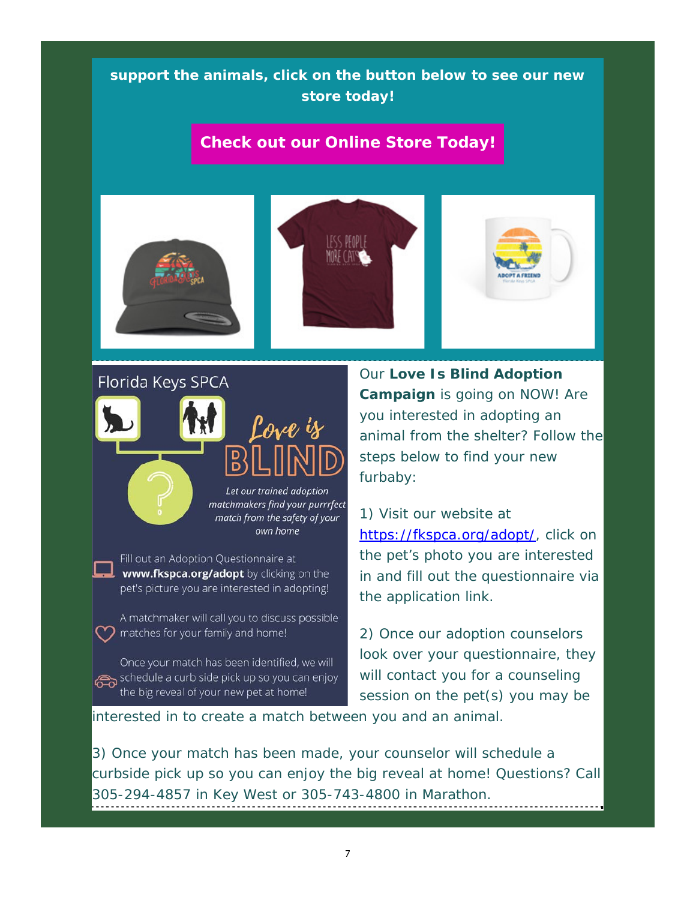**support the animals, click on the button below to see our new store today!**

**Check out our Online Store Today!**

Florida Keys SPCA

*Love is* BLIND

*Let our trained adoption matchmakers find your purrrfect match from the safety of your own home*

Fill out an Adoption Questionnaire at **www.fkspca.org/adopt** by clicking on the pet's picture you are interested in adopting!

A matchmaker will call you to discuss possible matches for your family and home!

Once your match has been identified, we will schedule a curb side pick up so you can enjoy the big reveal of your new pet at home!

Our **Love Is Blind Adoption Campaign** is going on NOW! Are you interested in adopting an animal from the shelter? Follow the steps below to find your new furbaby:

1) Visit our website at https://fkspca.org/adopt/, click on the pet's photo you are interested in and fill out the questionnaire via the application link.

2) Once our adoption counselors look over your questionnaire, they will contact you for a counseling session on the pet(s) you may be interested in to create a match between you and an animal.

3) Once your match has been made, your counselor will schedule a curbside pick up so you can enjoy the big reveal at home! Questions? Call 305-294-4857 in Key West or 305-743-4800 in Marathon.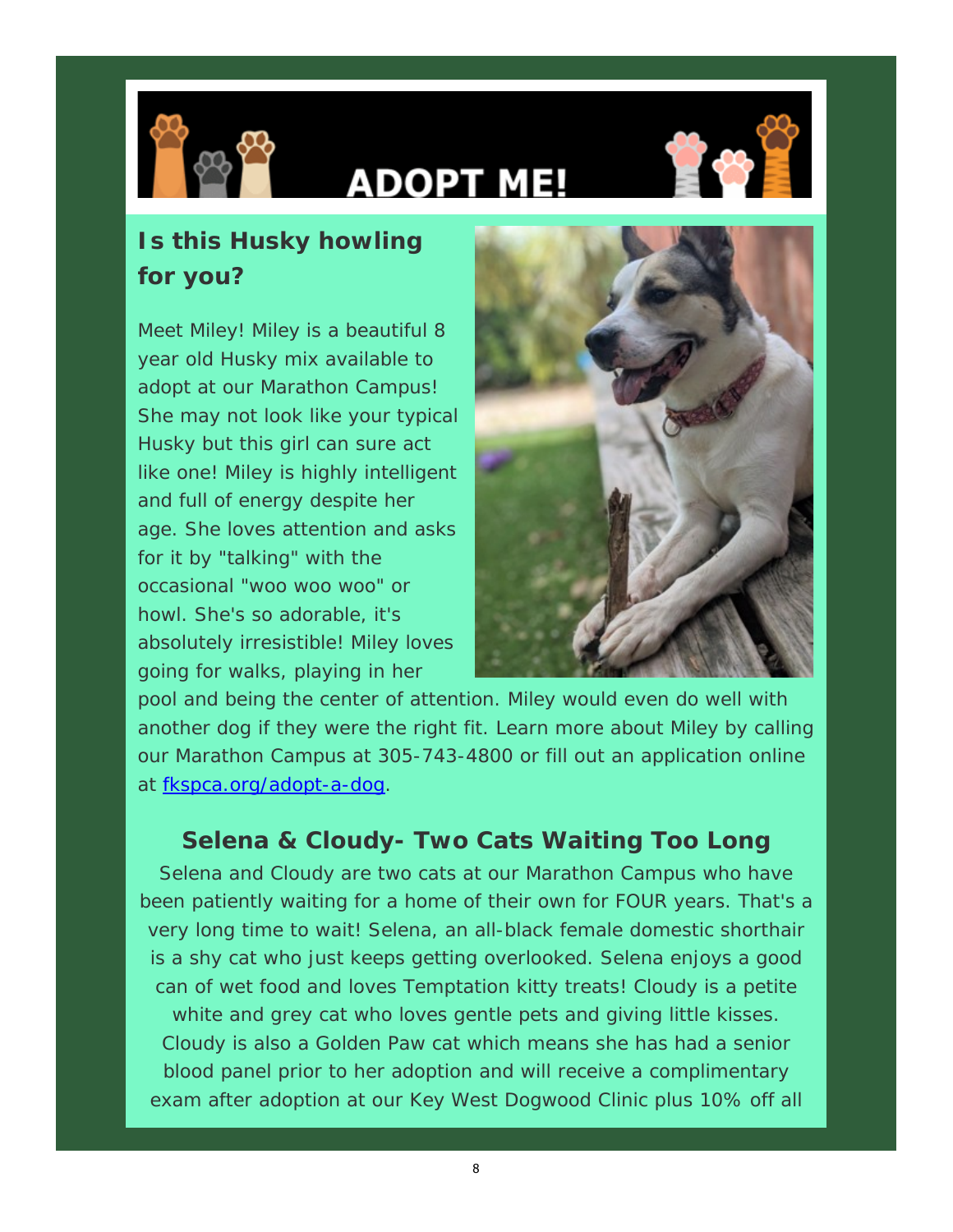# ADOPT ME!

## Is this Husky howling for you?

Meet Miley! Miley is a beautiful 8 year old Husky mix available to adopt at our Marathon Campus! She may not look like your typical Husky but this girl can sure act like one! Miley is highly intelligent and full of energy despite her age. She loves attention and asks for it by "talking" with the occasional "woo woo woo" or howl. She's so adorable, it's absolutely irresistible! Miley loves going for walks, playing in her pool and being the center of attention. Miley would even do well with another dog if they were the right fit. Learn more about Miley by calling our Marathon Campus at 305-743-4800 or fill out an application online at fkspca.org/adopt-a-dog.

## Selena & Cloudy- Two Cats Waiting Too Long

Selena and Cloudy are two cats at our Marathon Campus who have been patiently waiting for a home of their own for FOUR years. That's a very long time to wait! Selena, an all-black female domestic shorthair is a shy cat who just keeps getting overlooked. Selena enjoys a good can of wet food and loves Temptation kitty treats! Cloudy is a petite white and grey cat who loves gentle pets and giving little kisses. Cloudy is also a Golden Paw cat which means she has had a senior blood panel prior to her adoption and will receive a complimentary exam after adoption at our Key West Dogwood Clinic plus 10% off all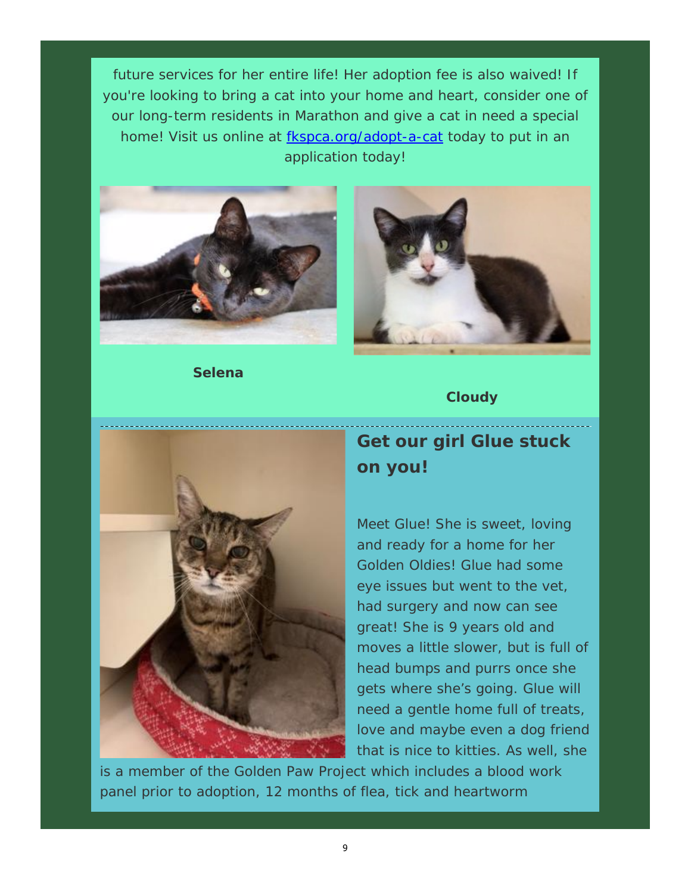future services for her entire life! Her adoption fee is also waived! If you're looking to bring a cat into your home and heart, consider one of our long-term residents in Marathon and give a cat in need a special home! Visit us online at [fkspca.org/adopt-a-cat](fkspca.org/adopt-a-cat) today to put in an application today!

**Selena**

**Cloudy**

## Get our girl Glue stuck on you!

Meet Glue! She is sweet, loving and ready for a home for her Golden Oldies! Glue had some eye issues but went to the vet, had surgery and now can see great! She is 9 years old and moves a little slower, but is full of head bumps and purrs once she gets where she's going. Glue will need a gentle home full of treats, love and maybe even a dog friend that is nice to kitties. As well, she is a member of the Golden Paw Project which includes a blood work panel prior to adoption, 12 months of flea, tick and heartworm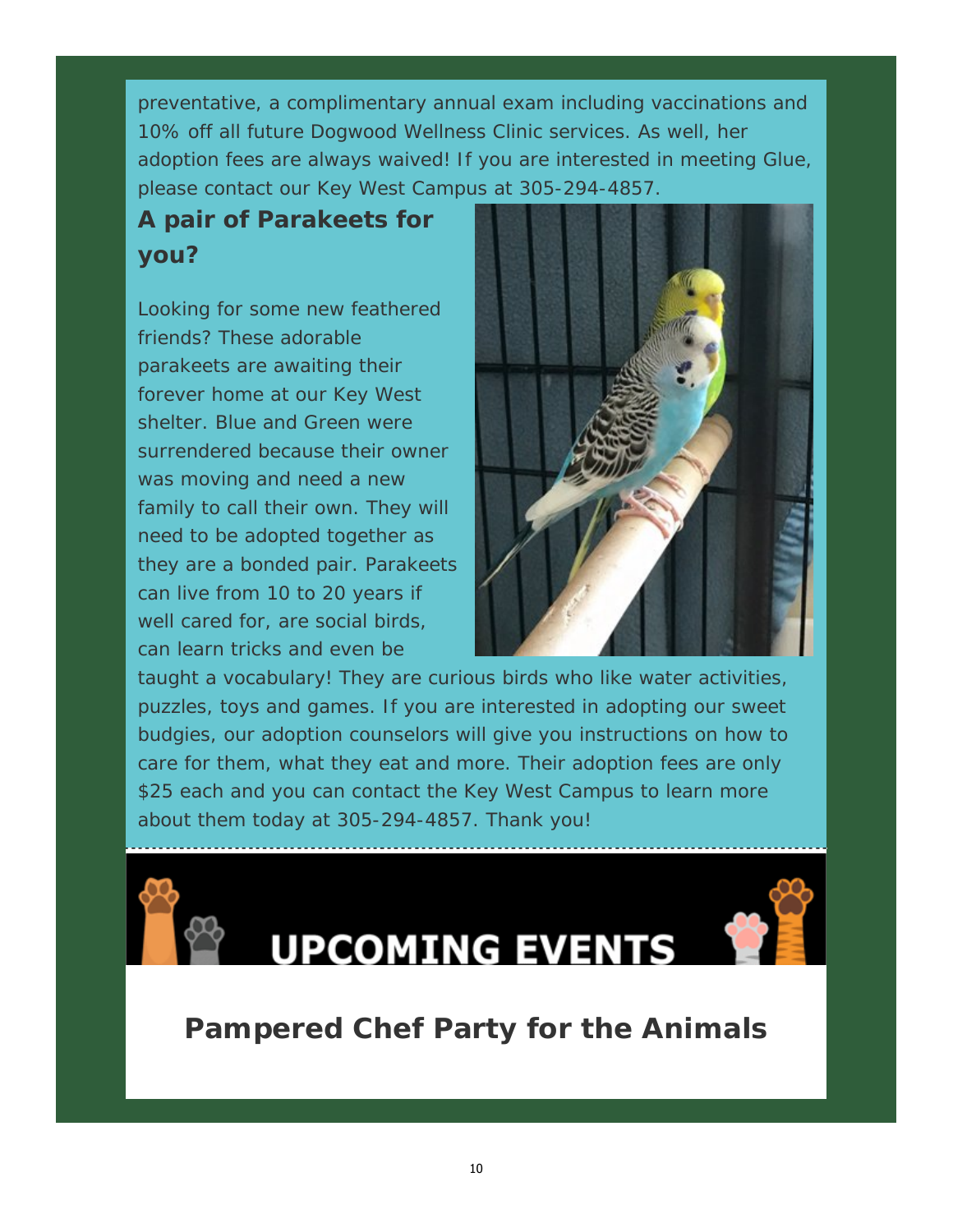preventative, a complimentary annual exam including vaccinations and 10% off all future Dogwood Wellness Clinic services. As well, her adoption fees are always waived! If you are interested in meeting Glue, please contact our Key West Campus at 305-294-4857.

## A pair of Parakeets for you?

Looking for some new feathered friends? These adorable parakeets are awaiting their forever home at our Key West shelter. Blue and Green were surrendered because their owner was moving and need a new family to call their own. They will need to be adopted together as they are a bonded pair. Parakeets can live from 10 to 20 years if well cared for, are social birds, can learn tricks and even be taught a vocabulary! They are curious birds who like water activities, puzzles, toys and games. If you are interested in adopting our sweet budgies, our adoption counselors will give you instructions on how to care for them, what they eat and more. Their adoption fees are only $25 each and you can contact the Key West Campus to learn more about them today at 305-294-4857. Thank you!

# UPCOMING EVENTS

## Pampered Chef Party for the Animals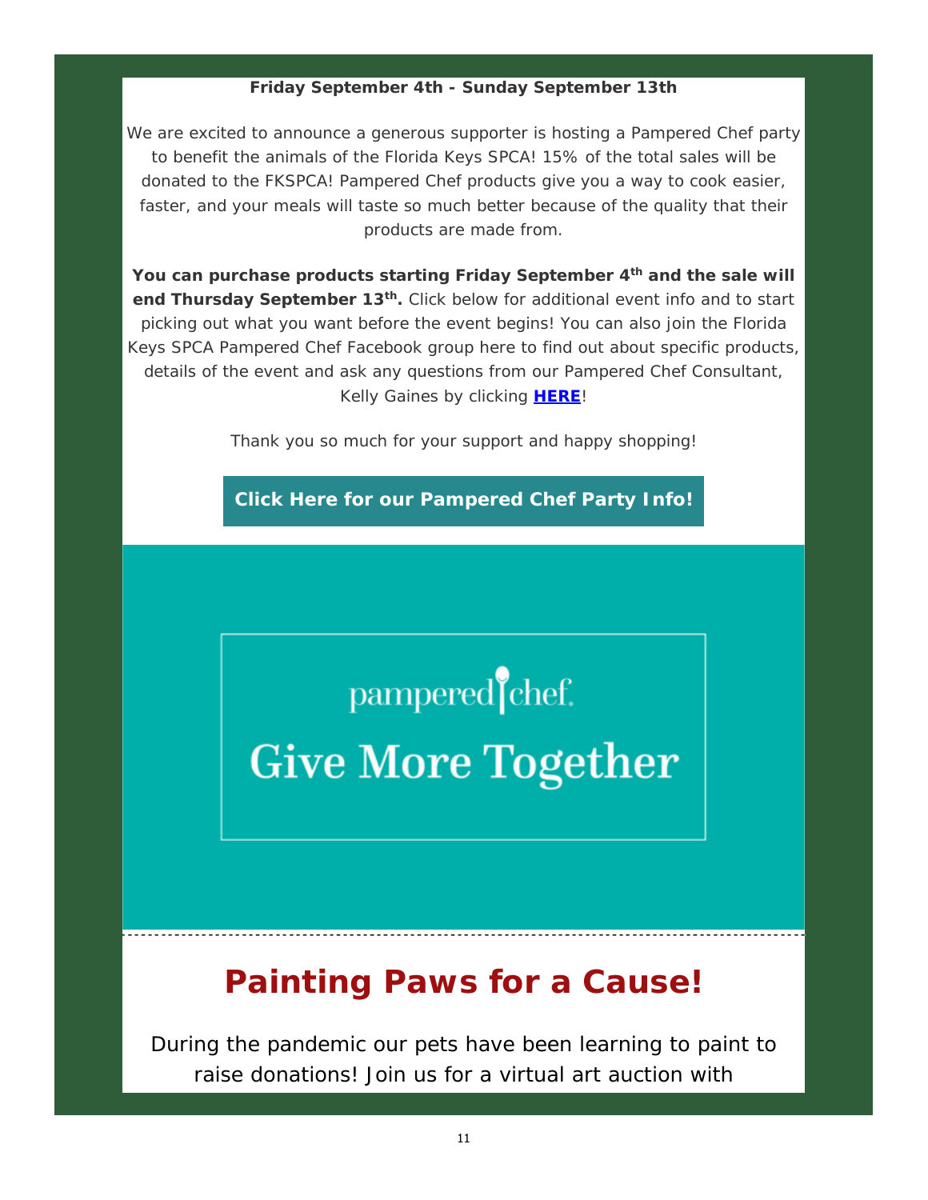**Friday September 4th - Sunday September 13th**

We are excited to announce a generous supporter is hosting a Pampered Chef party to benefit the animals of the Florida Keys SPCA! 15% of the total sales will be donated to the FKSPCA! Pampered Chef products give you a way to cook easier, faster, and your meals will taste so much better because of the quality that their products are made from.

**You can purchase products starting Friday September 4th and the sale will end Thursday September 13th.** Click below for additional event info and to start picking out what you want before the event begins! You can also join the Florida Keys SPCA Pampered Chef Facebook group here to find out about specific products, details of the event and ask any questions from our Pampered Chef Consultant, Kelly Gaines by clicking **HERE**!

Thank you so much for your support and happy shopping!

**Click Here for our Pampered Chef Party Info!**

pampered chef.

Give More Together

---

## Painting Paws for a Cause!

During the pandemic our pets have been learning to paint to raise donations! Join us for a virtual art auction with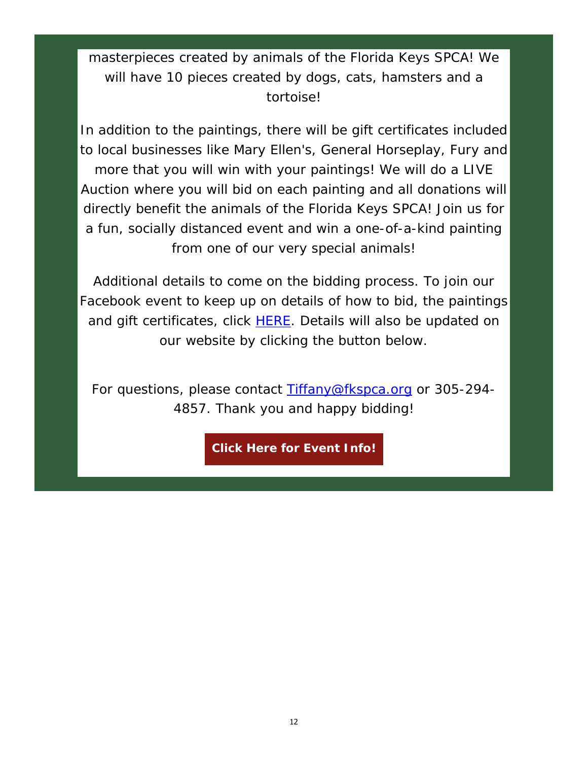masterpieces created by animals of the Florida Keys SPCA! We will have 10 pieces created by dogs, cats, hamsters and a tortoise!

In addition to the paintings, there will be gift certificates included to local businesses like Mary Ellen's, General Horseplay, Fury and more that you will win with your paintings! We will do a LIVE Auction where you will bid on each painting and all donations will directly benefit the animals of the Florida Keys SPCA! Join us for a fun, socially distanced event and win a one-of-a-kind painting from one of our very special animals!

Additional details to come on the bidding process. To join our Facebook event to keep up on details of how to bid, the paintings and gift certificates, click HERE. Details will also be updated on our website by clicking the button below.

For questions, please contact Tiffany@fkspca.org or 305-294-4857. Thank you and happy bidding!

**Click Here for Event Info!**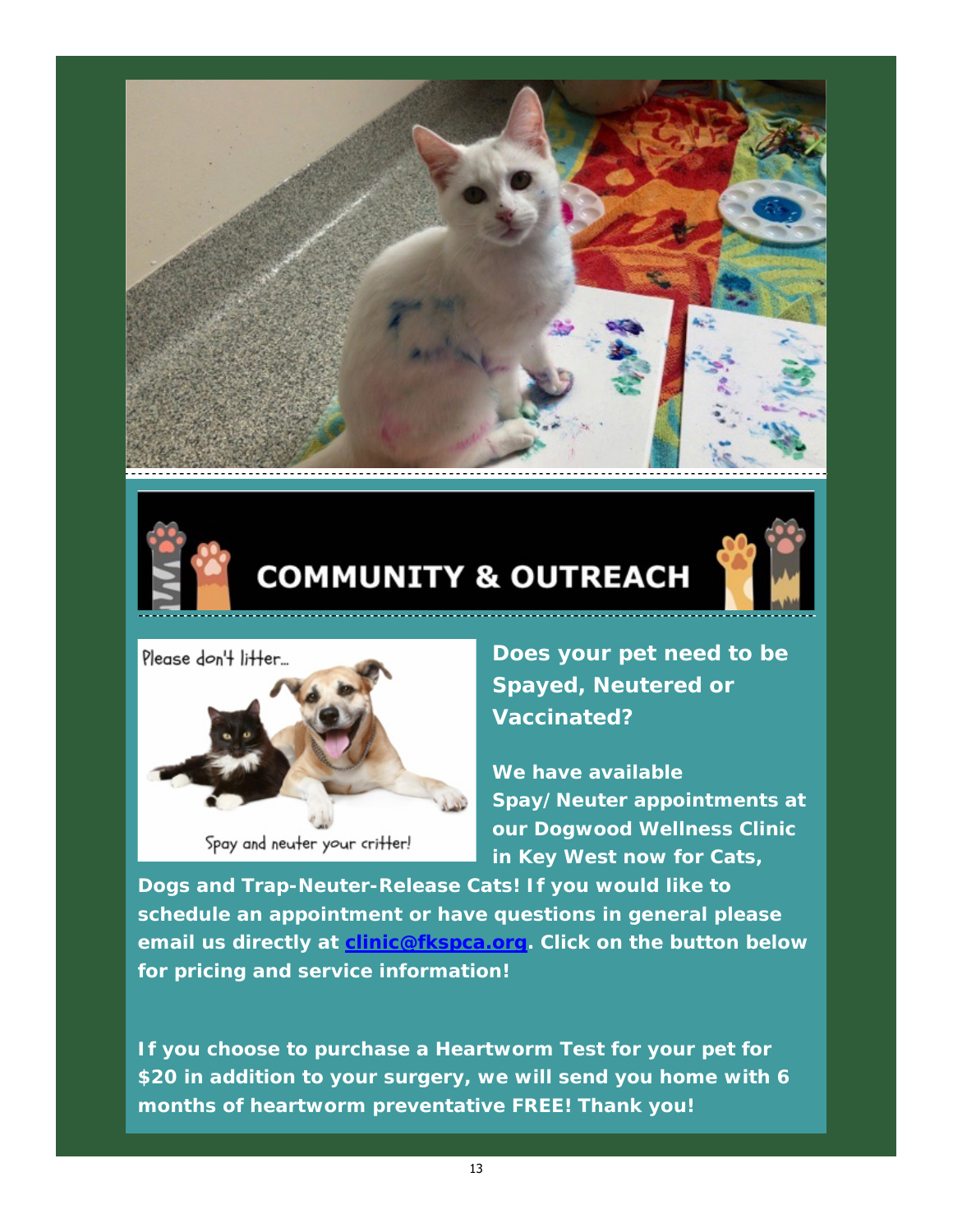## COMMUNITY & OUTREACH

Please don't litter...

Spay and neuter your critter!

**Does your pet need to be Spayed, Neutered or Vaccinated?**

**We have available Spay/Neuter appointments at our Dogwood Wellness Clinic in Key West now for Cats, Dogs and Trap-Neuter-Release Cats! If you would like to schedule an appointment or have questions in general please email us directly at [clinic@fkspca.org](mailto:clinic@fkspca.org). Click on the button below for pricing and service information!**

**If you choose to purchase a Heartworm Test for your pet for $20 in addition to your surgery, we will send you home with 6 months of heartworm preventative FREE! Thank you!**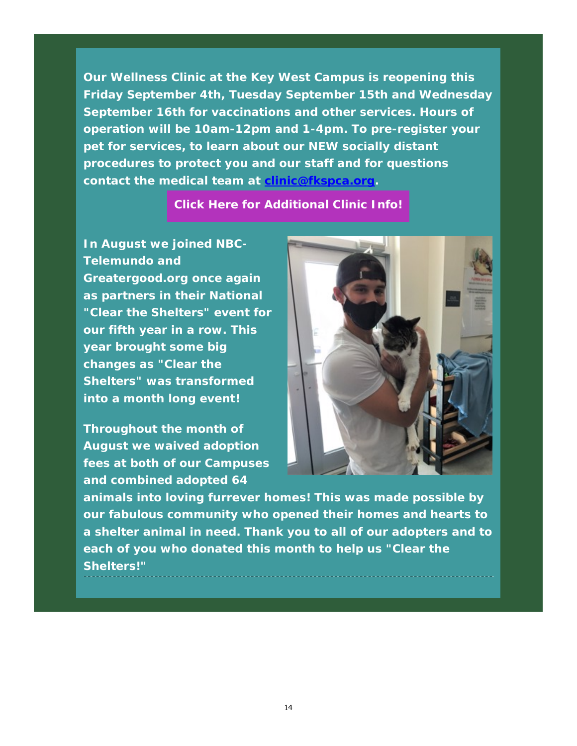**Our Wellness Clinic at the Key West Campus is reopening this Friday September 4th, Tuesday September 15th and Wednesday September 16th for vaccinations and other services. Hours of operation will be 10am-12pm and 1-4pm. To pre-register your pet for services, to learn about our NEW socially distant procedures to protect you and our staff and for questions contact the medical team at [clinic@fkspca.org](mailto:clinic@fkspca.org).**

**Click Here for Additional Clinic Info!**

---

**In August we joined NBC-Telemundo and Greatergood.org once again as partners in their National "Clear the Shelters" event for our fifth year in a row. This year brought some big changes as "Clear the Shelters" was transformed into a month long event!**

**Throughout the month of August we waived adoption fees at both of our Campuses and combined adopted 64 animals into loving furrever homes! This was made possible by our fabulous community who opened their homes and hearts to a shelter animal in need. Thank you to all of our adopters and to each of you who donated this month to help us "Clear the Shelters!"**

---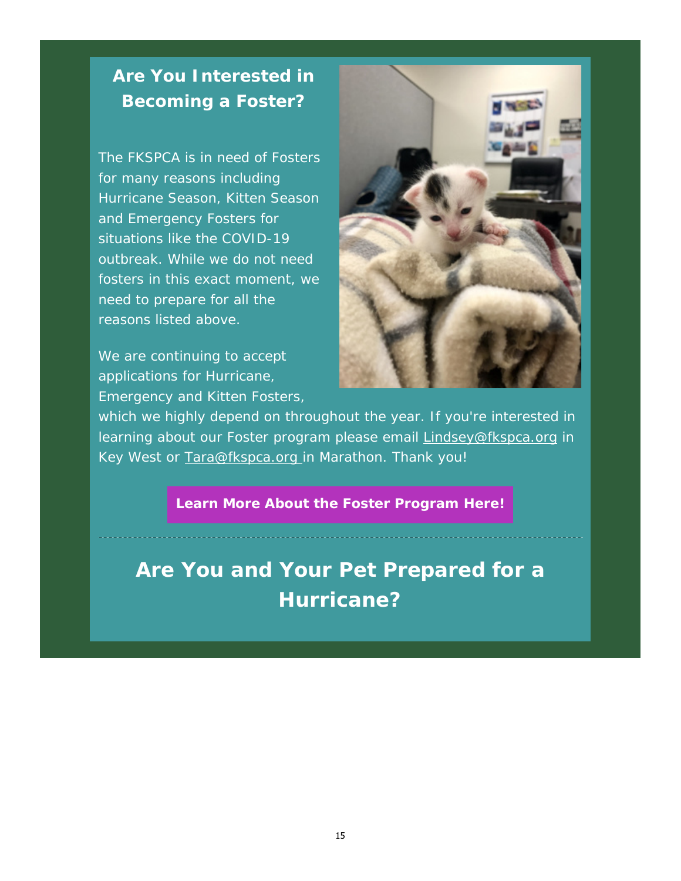## Are You Interested in Becoming a Foster?

The FKSPCA is in need of Fosters for many reasons including Hurricane Season, Kitten Season and Emergency Fosters for situations like the COVID-19 outbreak. While we do not need fosters in this exact moment, we need to prepare for all the reasons listed above.

We are continuing to accept applications for Hurricane, Emergency and Kitten Fosters, which we highly depend on throughout the year. If you're interested in learning about our Foster program please email Lindsey@fkspca.org in Key West or Tara@fkspca.org in Marathon. Thank you!

**Learn More About the Foster Program Here!**

---

## Are You and Your Pet Prepared for a Hurricane?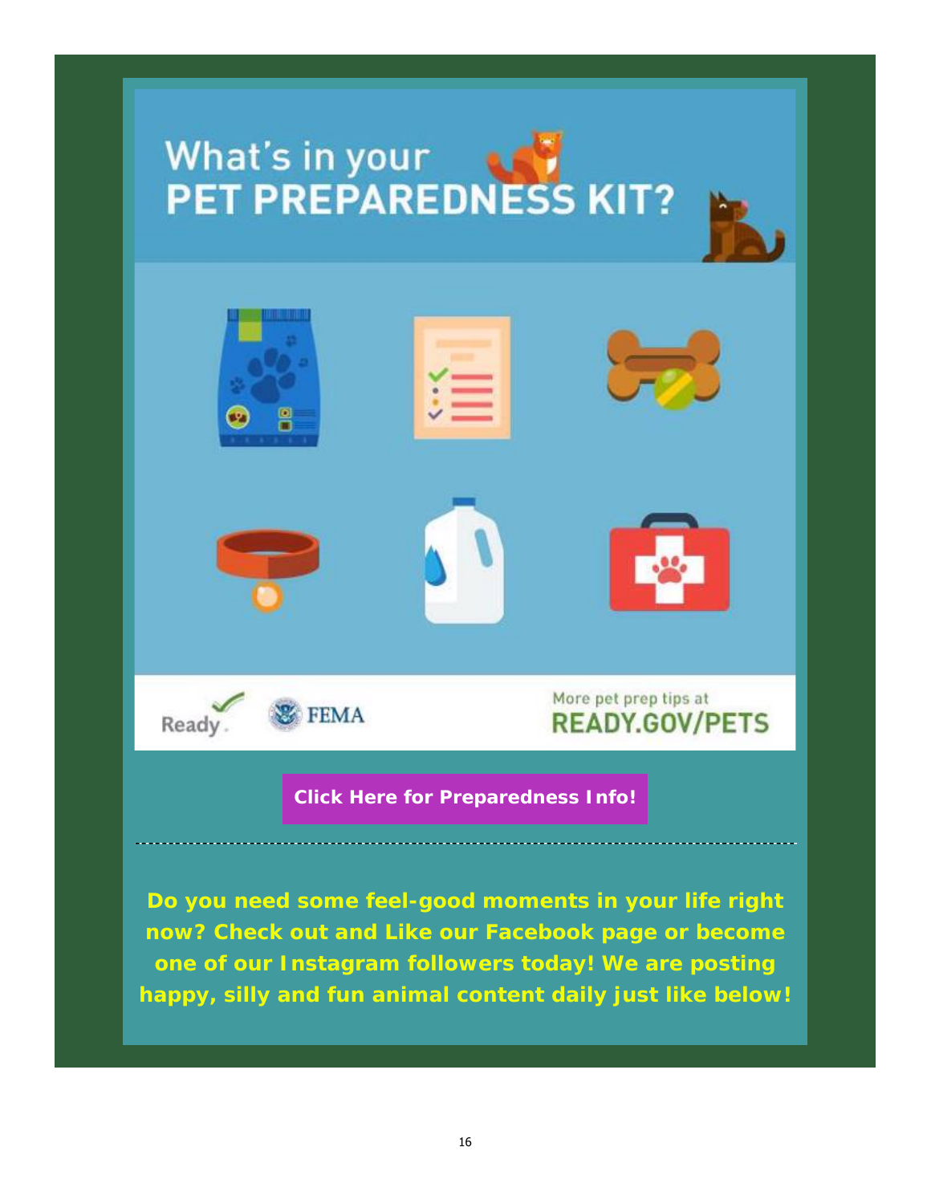# What's in your PET PREPAREDNESS KIT?

Ready. FEMA

More pet prep tips at
**READY.GOV/PETS**

**Click Here for Preparedness Info!**

---

**Do you need some feel-good moments in your life right now? Check out and Like our Facebook page or become one of our Instagram followers today! We are posting happy, silly and fun animal content daily just like below!**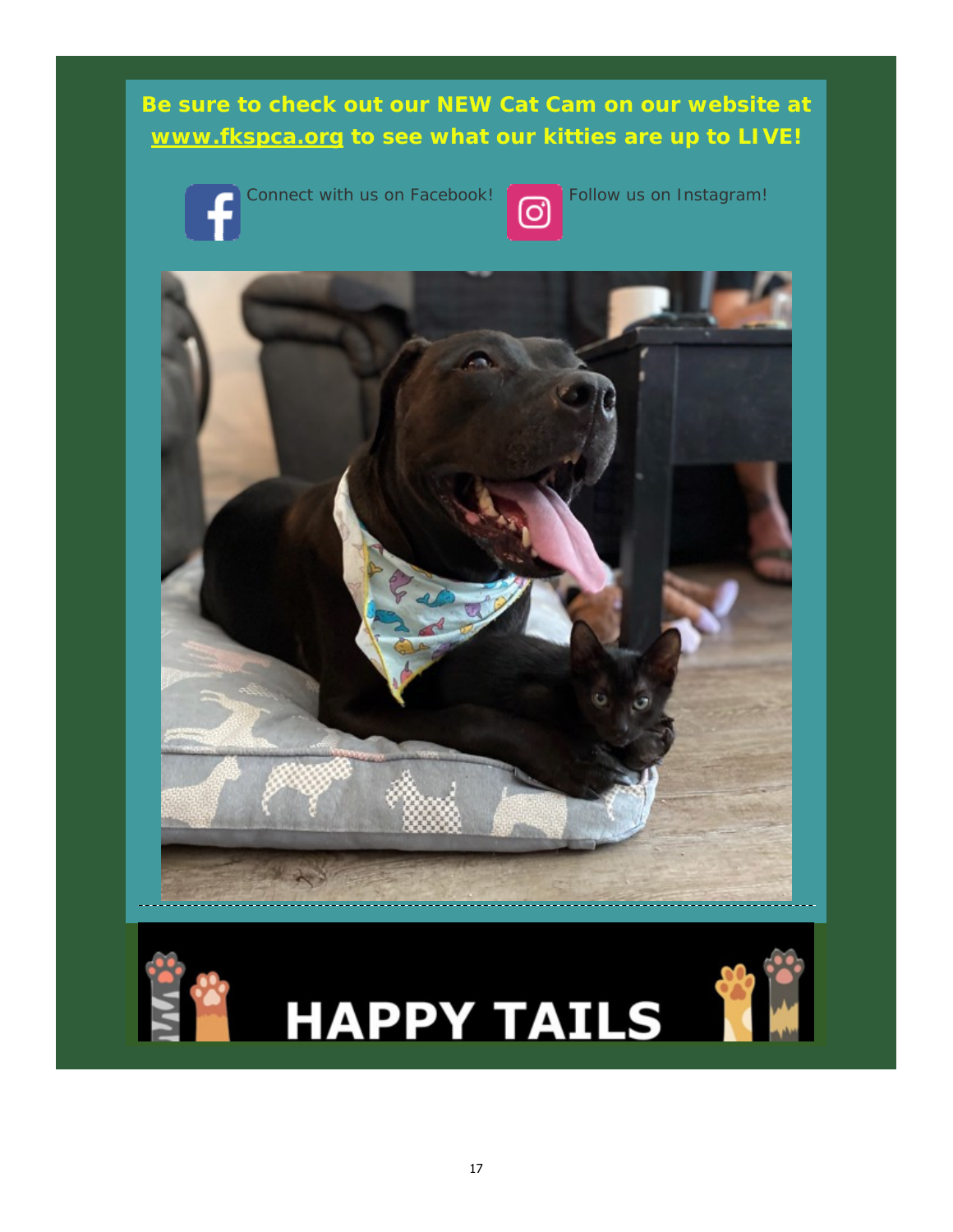**Be sure to check out our NEW Cat Cam on our website at [www.fkspca.org](http://www.fkspca.org) to see what our kitties are up to LIVE!**

Connect with us on Facebook!

Follow us on Instagram!

# HAPPY TAILS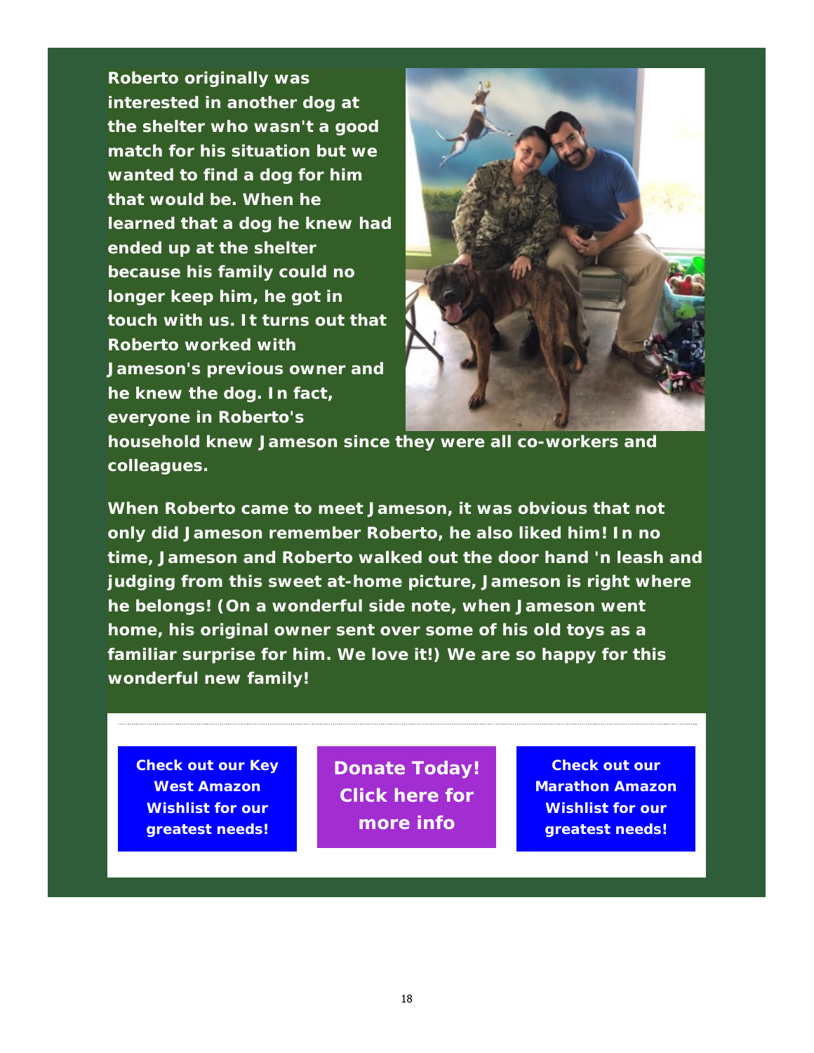**Roberto originally was interested in another dog at the shelter who wasn't a good match for his situation but we wanted to find a dog for him that would be. When he learned that a dog he knew had ended up at the shelter because his family could no longer keep him, he got in touch with us. It turns out that Roberto worked with Jameson's previous owner and he knew the dog. In fact, everyone in Roberto's household knew Jameson since they were all co-workers and colleagues.**

**When Roberto came to meet Jameson, it was obvious that not only did Jameson remember Roberto, he also liked him! In no time, Jameson and Roberto walked out the door hand 'n leash and judging from this sweet at-home picture, Jameson is right where he belongs! (On a wonderful side note, when Jameson went home, his original owner sent over some of his old toys as a familiar surprise for him. We love it!) We are so happy for this wonderful new family!**

---

**Check out our Key West Amazon Wishlist for our greatest needs!**

**Donate Today! Click here for more info**

**Check out our Marathon Amazon Wishlist for our greatest needs!**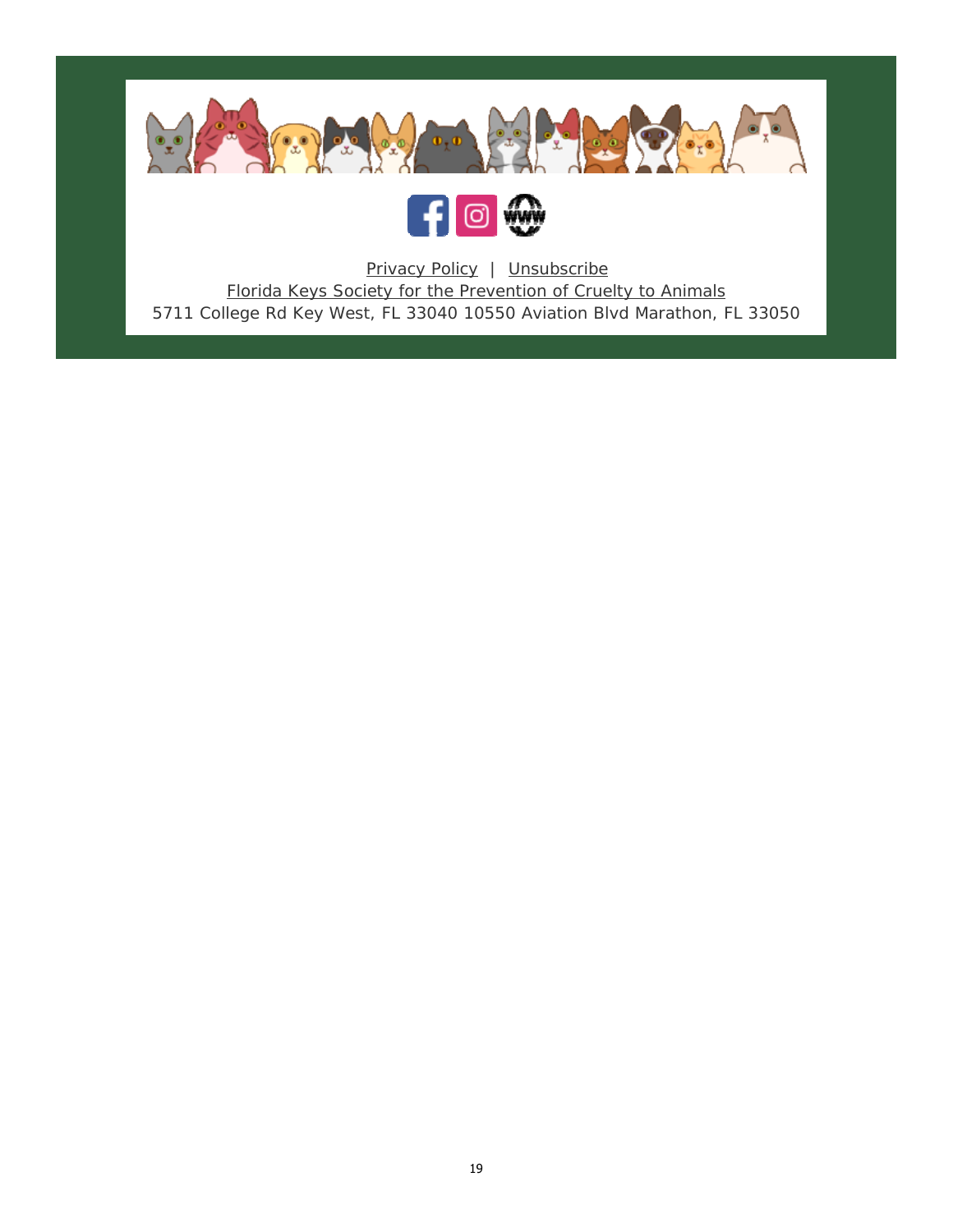Privacy Policy | Unsubscribe

Florida Keys Society for the Prevention of Cruelty to Animals

5711 College Rd Key West, FL 33040 10550 Aviation Blvd Marathon, FL 33050